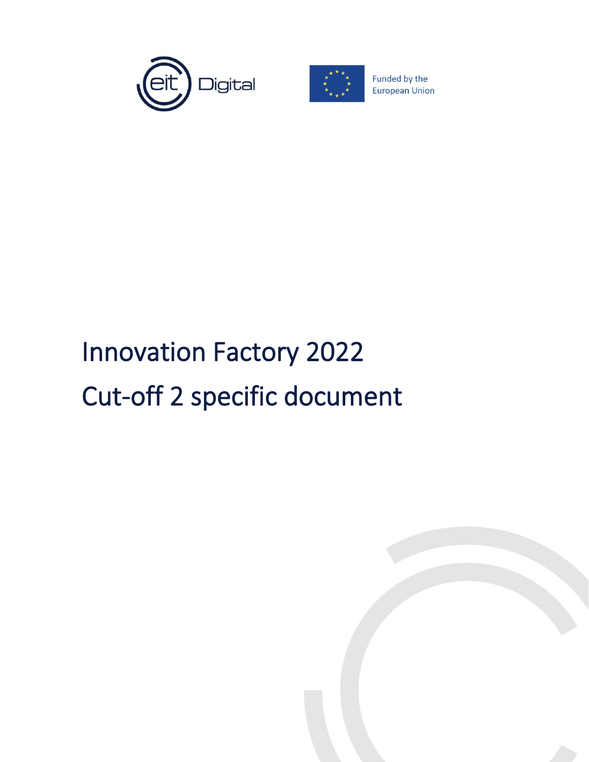eit Digital

Funded by the European Union

# Innovation Factory 2022

# Cut-off 2 specific document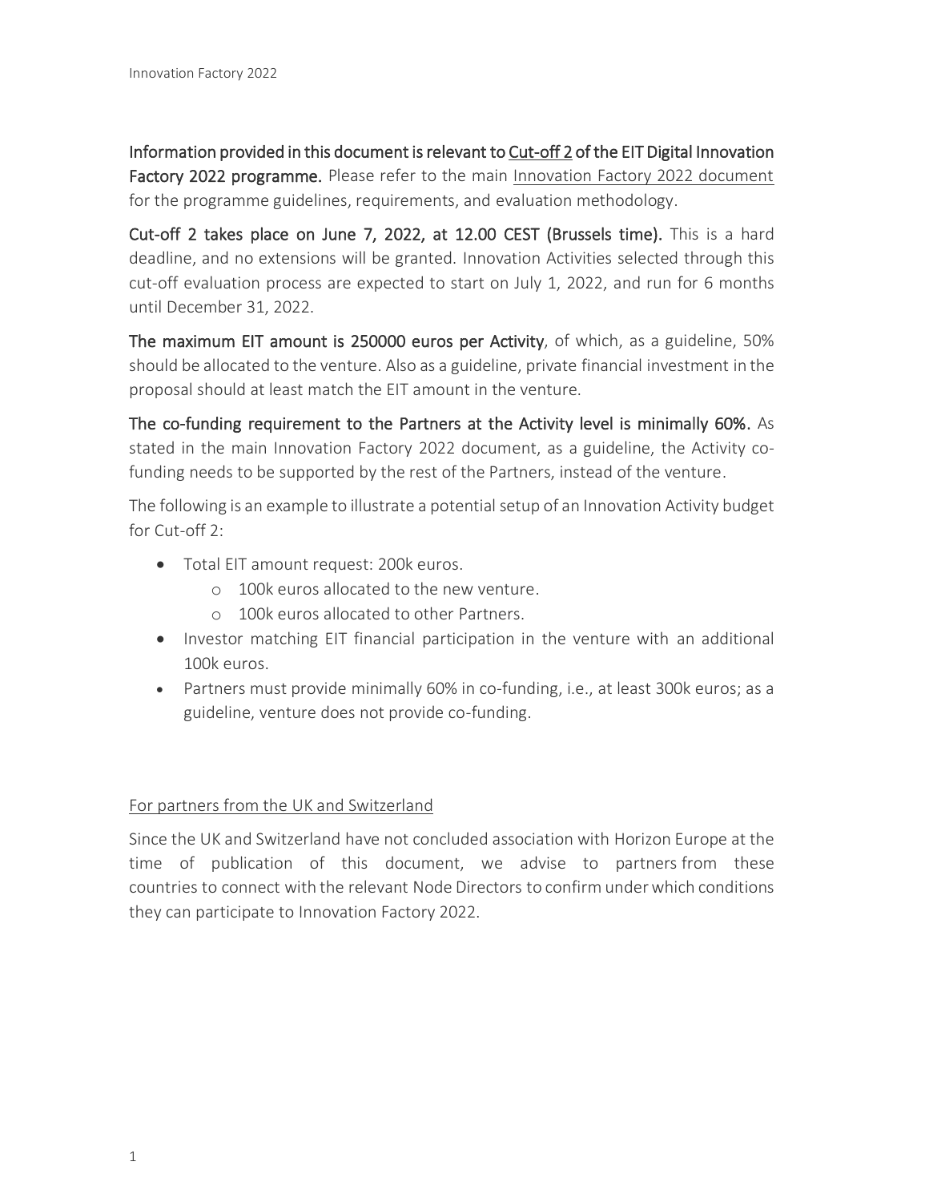**Information provided in this document is relevant to Cut-off 2 of the EIT Digital Innovation Factory 2022 programme.** Please refer to the main Innovation Factory 2022 document for the programme guidelines, requirements, and evaluation methodology.

**Cut-off 2 takes place on June 7, 2022, at 12.00 CEST (Brussels time).** This is a hard deadline, and no extensions will be granted. Innovation Activities selected through this cut-off evaluation process are expected to start on July 1, 2022, and run for 6 months until December 31, 2022.

**The maximum EIT amount is 250000 euros per Activity**, of which, as a guideline, 50% should be allocated to the venture. Also as a guideline, private financial investment in the proposal should at least match the EIT amount in the venture.

**The co-funding requirement to the Partners at the Activity level is minimally 60%.** As stated in the main Innovation Factory 2022 document, as a guideline, the Activity co-funding needs to be supported by the rest of the Partners, instead of the venture.

The following is an example to illustrate a potential setup of an Innovation Activity budget for Cut-off 2:

- Total EIT amount request: 200k euros.
  - 100k euros allocated to the new venture.
  - 100k euros allocated to other Partners.
- Investor matching EIT financial participation in the venture with an additional 100k euros.
- Partners must provide minimally 60% in co-funding, i.e., at least 300k euros; as a guideline, venture does not provide co-funding.

## For partners from the UK and Switzerland

Since the UK and Switzerland have not concluded association with Horizon Europe at the time of publication of this document, we advise to partners from these countries to connect with the relevant Node Directors to confirm under which conditions they can participate to Innovation Factory 2022.